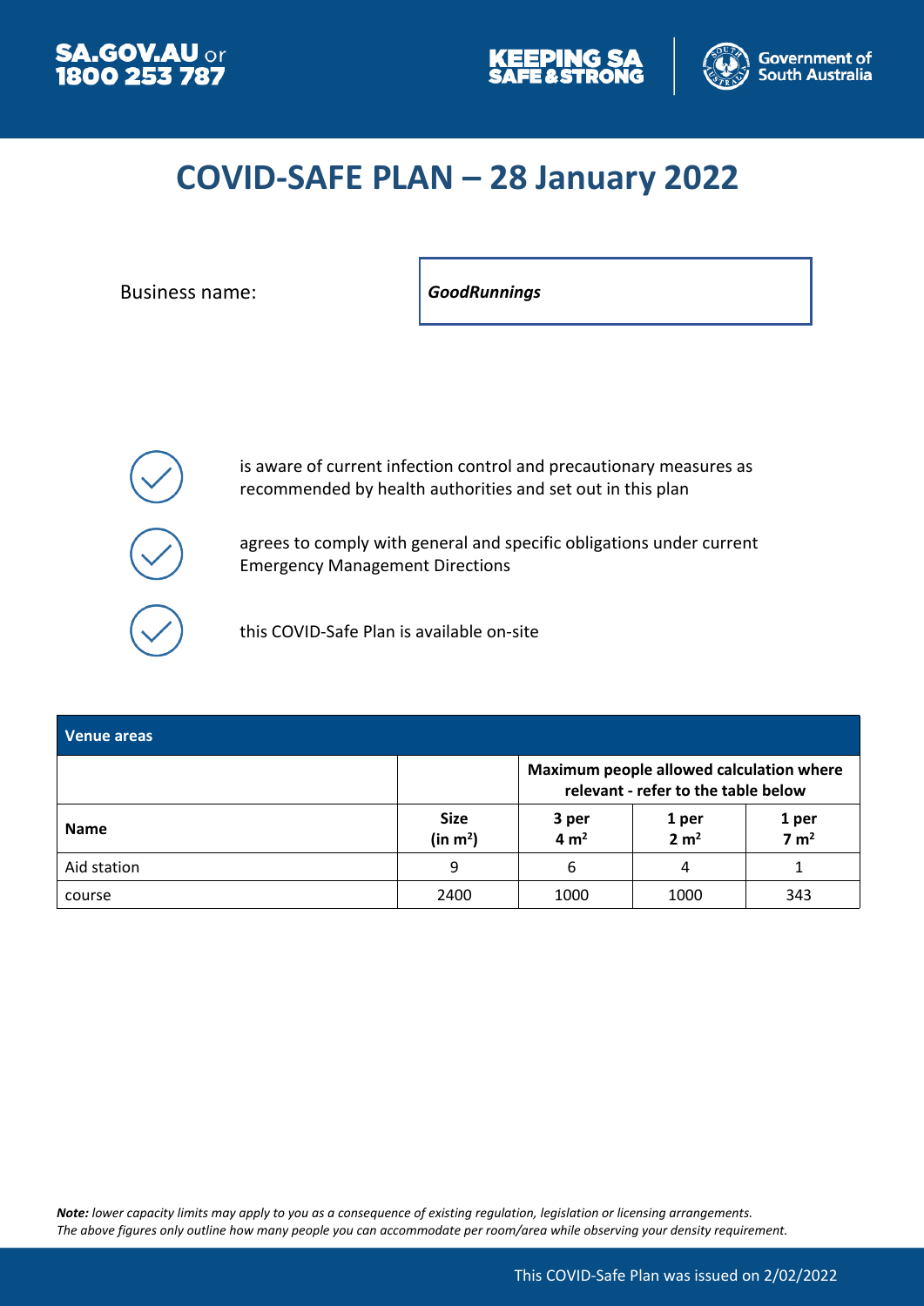SA.GOV.AU or 1800 253 787

KEEPING SA SAFE & STRONG

Government of South Australia

# COVID-SAFE PLAN – 28 January 2022

Business name: ***GoodRunnings***

- is aware of current infection control and precautionary measures as recommended by health authorities and set out in this plan
- agrees to comply with general and specific obligations under current Emergency Management Directions
- this COVID-Safe Plan is available on-site

| Venue areas | | | | |
|---|---|---|---|---|
| | | **Maximum people allowed calculation where relevant - refer to the table below** | | |
| **Name** | **Size (in m²)** | **3 per 4 m²** | **1 per 2 m²** | **1 per 7 m²** |
| Aid station | 9 | 6 | 4 | 1 |
| course | 2400 | 1000 | 1000 | 343 |

***Note:*** *lower capacity limits may apply to you as a consequence of existing regulation, legislation or licensing arrangements. The above figures only outline how many people you can accommodate per room/area while observing your density requirement.*

This COVID-Safe Plan was issued on 2/02/2022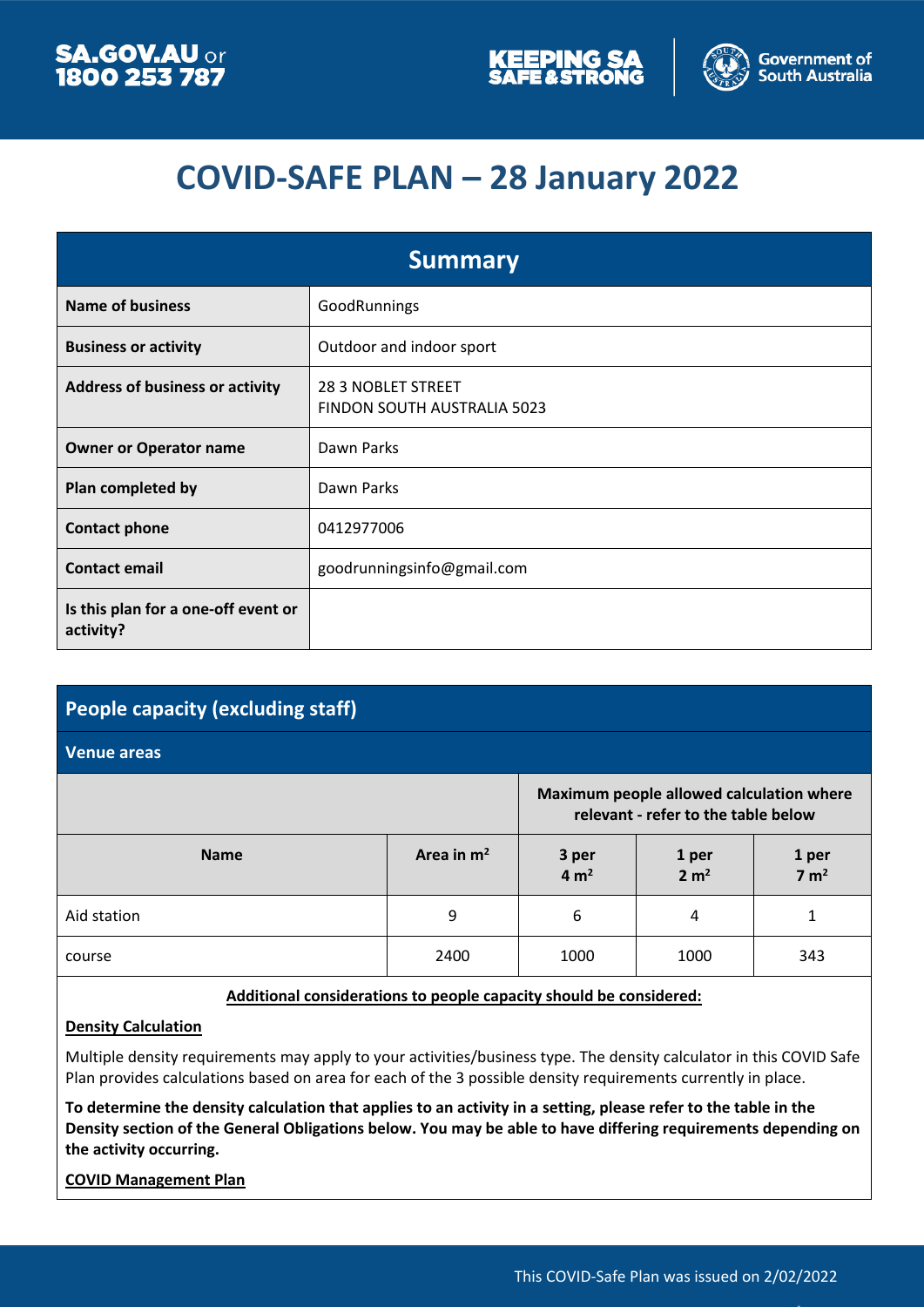# COVID-SAFE PLAN – 28 January 2022

| Summary | |
|---|---|
| **Name of business** | GoodRunnings |
| **Business or activity** | Outdoor and indoor sport |
| **Address of business or activity** | 28 3 NOBLET STREET<br>FINDON SOUTH AUSTRALIA 5023 |
| **Owner or Operator name** | Dawn Parks |
| **Plan completed by** | Dawn Parks |
| **Contact phone** | 0412977006 |
| **Contact email** | goodrunningsinfo@gmail.com |
| **Is this plan for a one-off event or activity?** | |

## People capacity (excluding staff)

### Venue areas

| | | Maximum people allowed calculation where relevant - refer to the table below | | |
|---|---|---|---|---|
| **Name** | **Area in m²** | **3 per 4 m²** | **1 per 2 m²** | **1 per 7 m²** |
| Aid station | 9 | 6 | 4 | 1 |
| course | 2400 | 1000 | 1000 | 343 |

**Additional considerations to people capacity should be considered:**

**Density Calculation**

Multiple density requirements may apply to your activities/business type. The density calculator in this COVID Safe Plan provides calculations based on area for each of the 3 possible density requirements currently in place.

**To determine the density calculation that applies to an activity in a setting, please refer to the table in the Density section of the General Obligations below. You may be able to have differing requirements depending on the activity occurring.**

**COVID Management Plan**

This COVID-Safe Plan was issued on 2/02/2022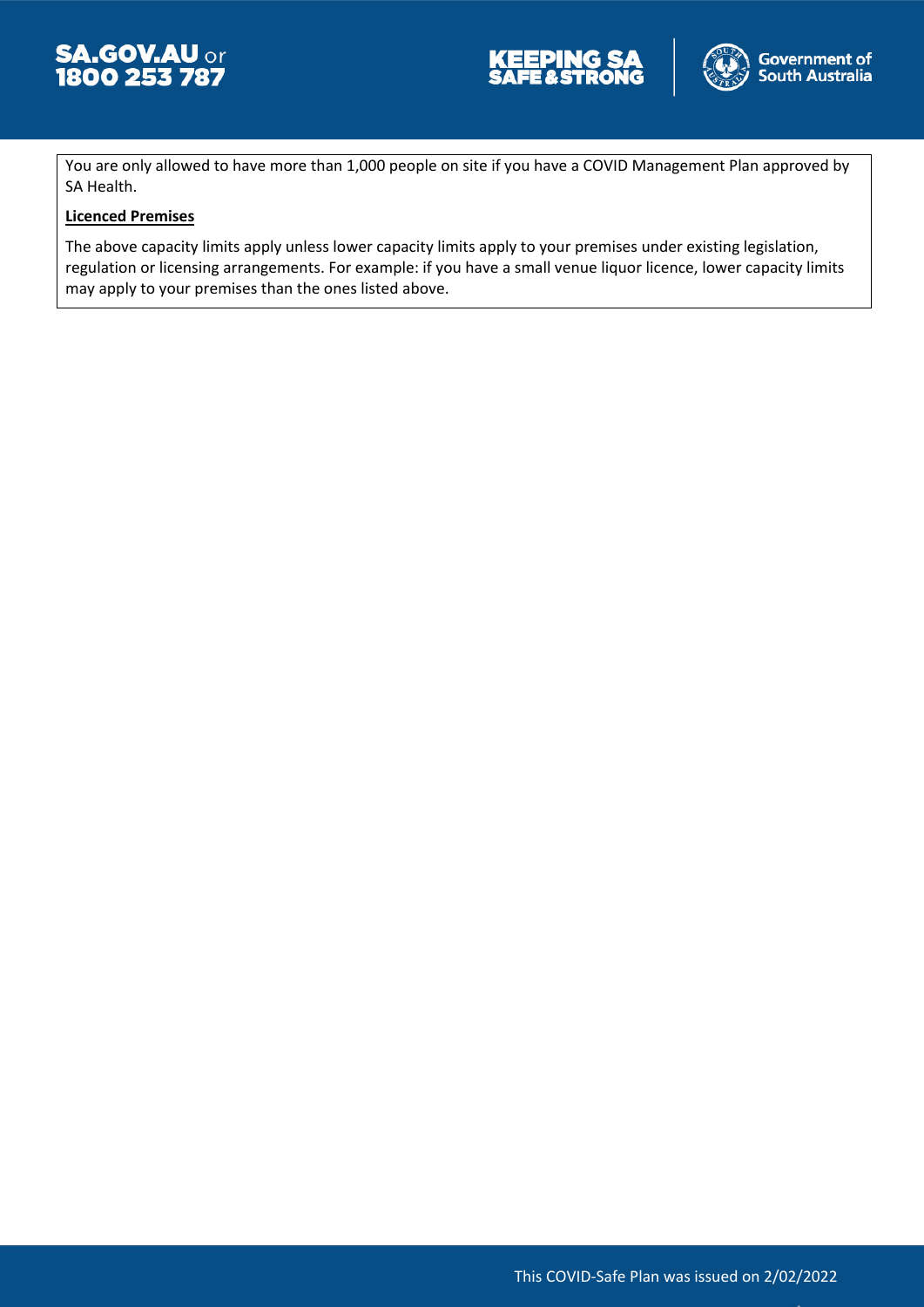You are only allowed to have more than 1,000 people on site if you have a COVID Management Plan approved by SA Health.

**Licenced Premises**

The above capacity limits apply unless lower capacity limits apply to your premises under existing legislation, regulation or licensing arrangements. For example: if you have a small venue liquor licence, lower capacity limits may apply to your premises than the ones listed above.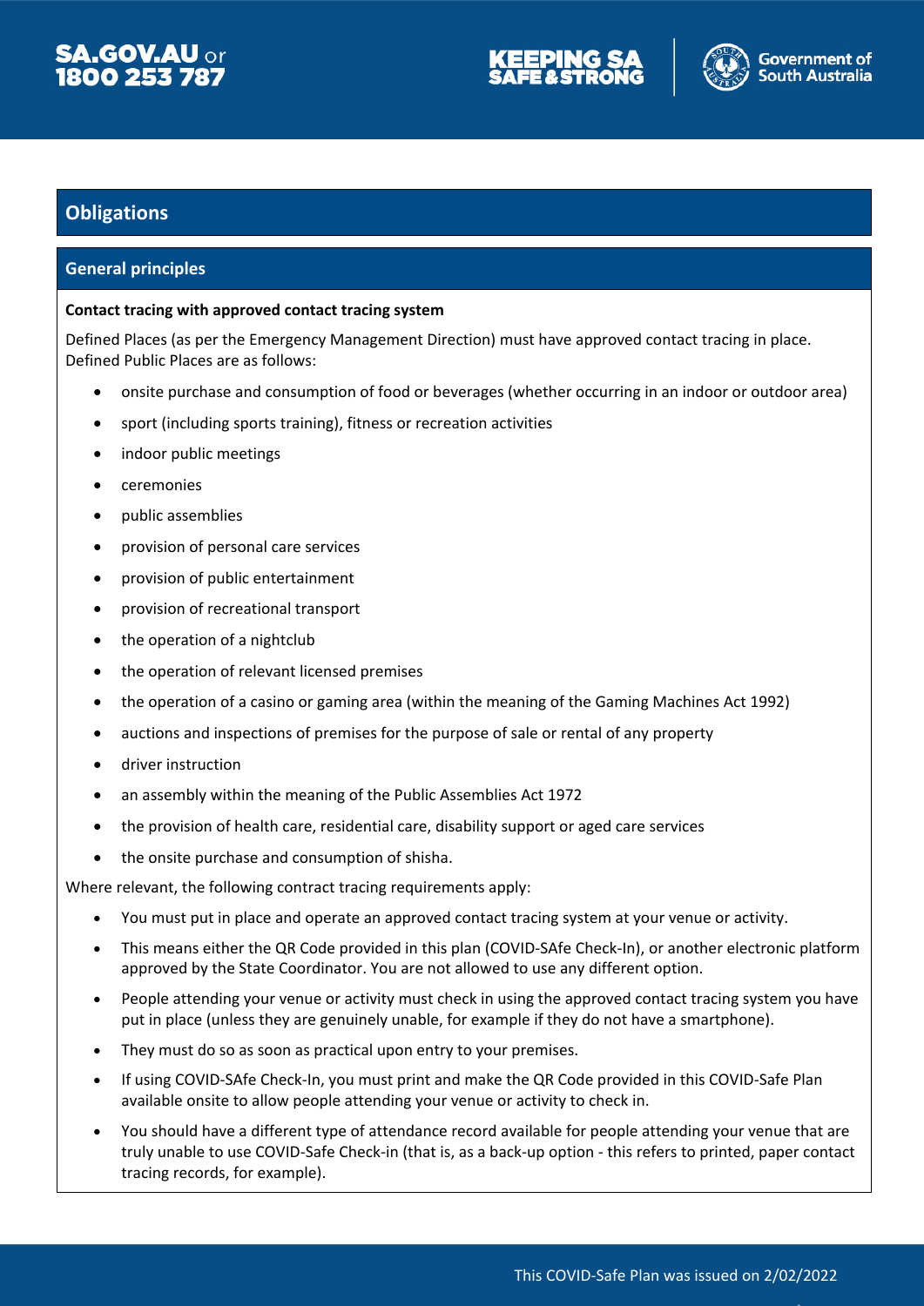## Obligations

### General principles

**Contact tracing with approved contact tracing system**

Defined Places (as per the Emergency Management Direction) must have approved contact tracing in place. Defined Public Places are as follows:

- onsite purchase and consumption of food or beverages (whether occurring in an indoor or outdoor area)
- sport (including sports training), fitness or recreation activities
- indoor public meetings
- ceremonies
- public assemblies
- provision of personal care services
- provision of public entertainment
- provision of recreational transport
- the operation of a nightclub
- the operation of relevant licensed premises
- the operation of a casino or gaming area (within the meaning of the Gaming Machines Act 1992)
- auctions and inspections of premises for the purpose of sale or rental of any property
- driver instruction
- an assembly within the meaning of the Public Assemblies Act 1972
- the provision of health care, residential care, disability support or aged care services
- the onsite purchase and consumption of shisha.

Where relevant, the following contract tracing requirements apply:

- You must put in place and operate an approved contact tracing system at your venue or activity.
- This means either the QR Code provided in this plan (COVID-SAfe Check-In), or another electronic platform approved by the State Coordinator. You are not allowed to use any different option.
- People attending your venue or activity must check in using the approved contact tracing system you have put in place (unless they are genuinely unable, for example if they do not have a smartphone).
- They must do so as soon as practical upon entry to your premises.
- If using COVID-SAfe Check-In, you must print and make the QR Code provided in this COVID-Safe Plan available onsite to allow people attending your venue or activity to check in.
- You should have a different type of attendance record available for people attending your venue that are truly unable to use COVID-Safe Check-in (that is, as a back-up option - this refers to printed, paper contact tracing records, for example).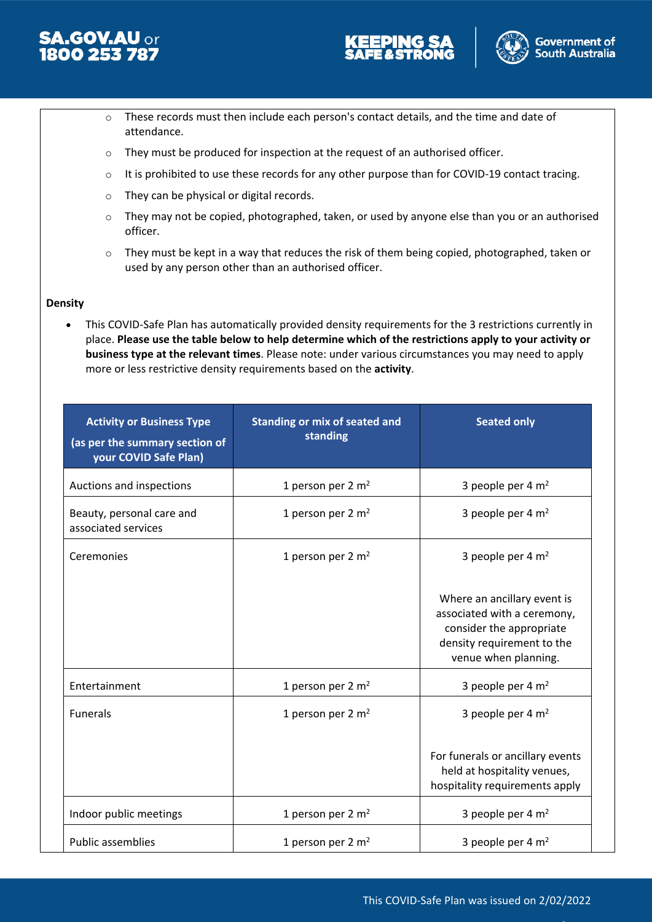- These records must then include each person's contact details, and the time and date of attendance.
- They must be produced for inspection at the request of an authorised officer.
- It is prohibited to use these records for any other purpose than for COVID-19 contact tracing.
- They can be physical or digital records.
- They may not be copied, photographed, taken, or used by anyone else than you or an authorised officer.
- They must be kept in a way that reduces the risk of them being copied, photographed, taken or used by any person other than an authorised officer.

**Density**

- This COVID-Safe Plan has automatically provided density requirements for the 3 restrictions currently in place. **Please use the table below to help determine which of the restrictions apply to your activity or business type at the relevant times**. Please note: under various circumstances you may need to apply more or less restrictive density requirements based on the **activity**.

| Activity or Business Type (as per the summary section of your COVID Safe Plan) | Standing or mix of seated and standing | Seated only |
|---|---|---|
| Auctions and inspections | 1 person per 2 $m^2$ | 3 people per 4 $m^2$ |
| Beauty, personal care and associated services | 1 person per 2 $m^2$ | 3 people per 4 $m^2$ |
| Ceremonies | 1 person per 2 $m^2$ | 3 people per 4 $m^2$<br><br>Where an ancillary event is associated with a ceremony, consider the appropriate density requirement to the venue when planning. |
| Entertainment | 1 person per 2 $m^2$ | 3 people per 4 $m^2$ |
| Funerals | 1 person per 2 $m^2$ | 3 people per 4 $m^2$<br><br>For funerals or ancillary events held at hospitality venues, hospitality requirements apply |
| Indoor public meetings | 1 person per 2 $m^2$ | 3 people per 4 $m^2$ |
| Public assemblies | 1 person per 2 $m^2$ | 3 people per 4 $m^2$ |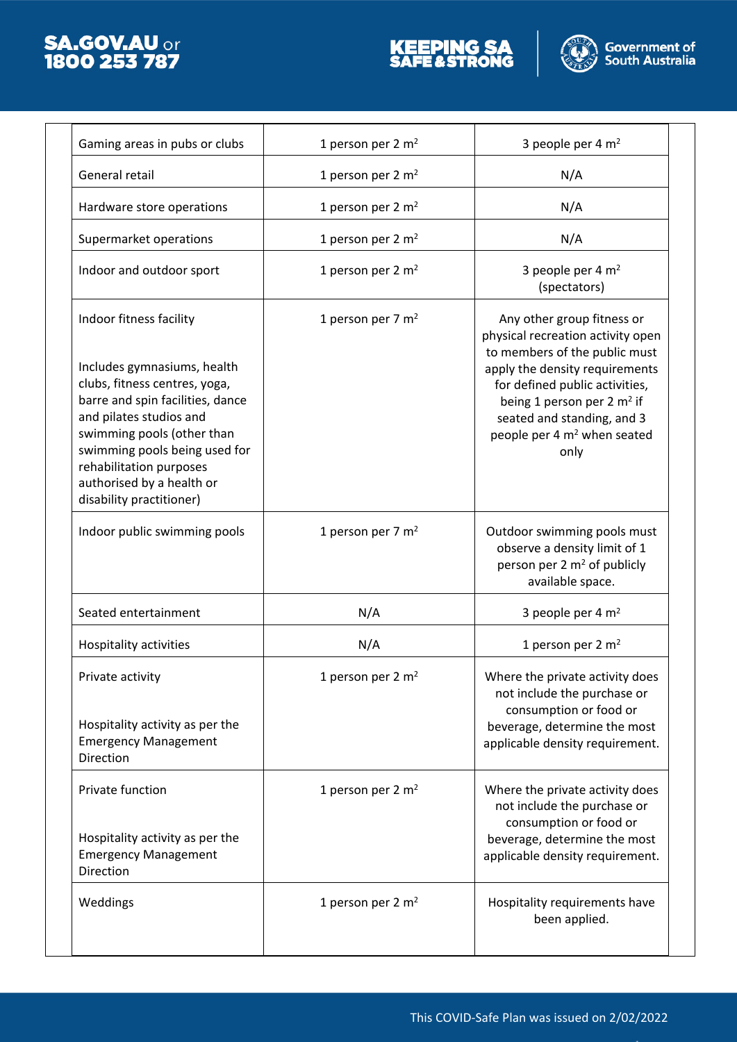| | | |
|---|---|---|
| Gaming areas in pubs or clubs | 1 person per 2 $m^2$ | 3 people per 4 $m^2$ |
| General retail | 1 person per 2 $m^2$ | N/A |
| Hardware store operations | 1 person per 2 $m^2$ | N/A |
| Supermarket operations | 1 person per 2 $m^2$ | N/A |
| Indoor and outdoor sport | 1 person per 2 $m^2$ | 3 people per 4 $m^2$ (spectators) |
| Indoor fitness facility<br><br>Includes gymnasiums, health clubs, fitness centres, yoga, barre and spin facilities, dance and pilates studios and swimming pools (other than swimming pools being used for rehabilitation purposes authorised by a health or disability practitioner) | 1 person per 7 $m^2$ | Any other group fitness or physical recreation activity open to members of the public must apply the density requirements for defined public activities, being 1 person per 2 $m^2$ if seated and standing, and 3 people per 4 $m^2$ when seated only |
| Indoor public swimming pools | 1 person per 7 $m^2$ | Outdoor swimming pools must observe a density limit of 1 person per 2 $m^2$ of publicly available space. |
| Seated entertainment | N/A | 3 people per 4 $m^2$ |
| Hospitality activities | N/A | 1 person per 2 $m^2$ |
| Private activity<br><br>Hospitality activity as per the Emergency Management Direction | 1 person per 2 $m^2$ | Where the private activity does not include the purchase or consumption or food or beverage, determine the most applicable density requirement. |
| Private function<br><br>Hospitality activity as per the Emergency Management Direction | 1 person per 2 $m^2$ | Where the private activity does not include the purchase or consumption or food or beverage, determine the most applicable density requirement. |
| Weddings | 1 person per 2 $m^2$ | Hospitality requirements have been applied. |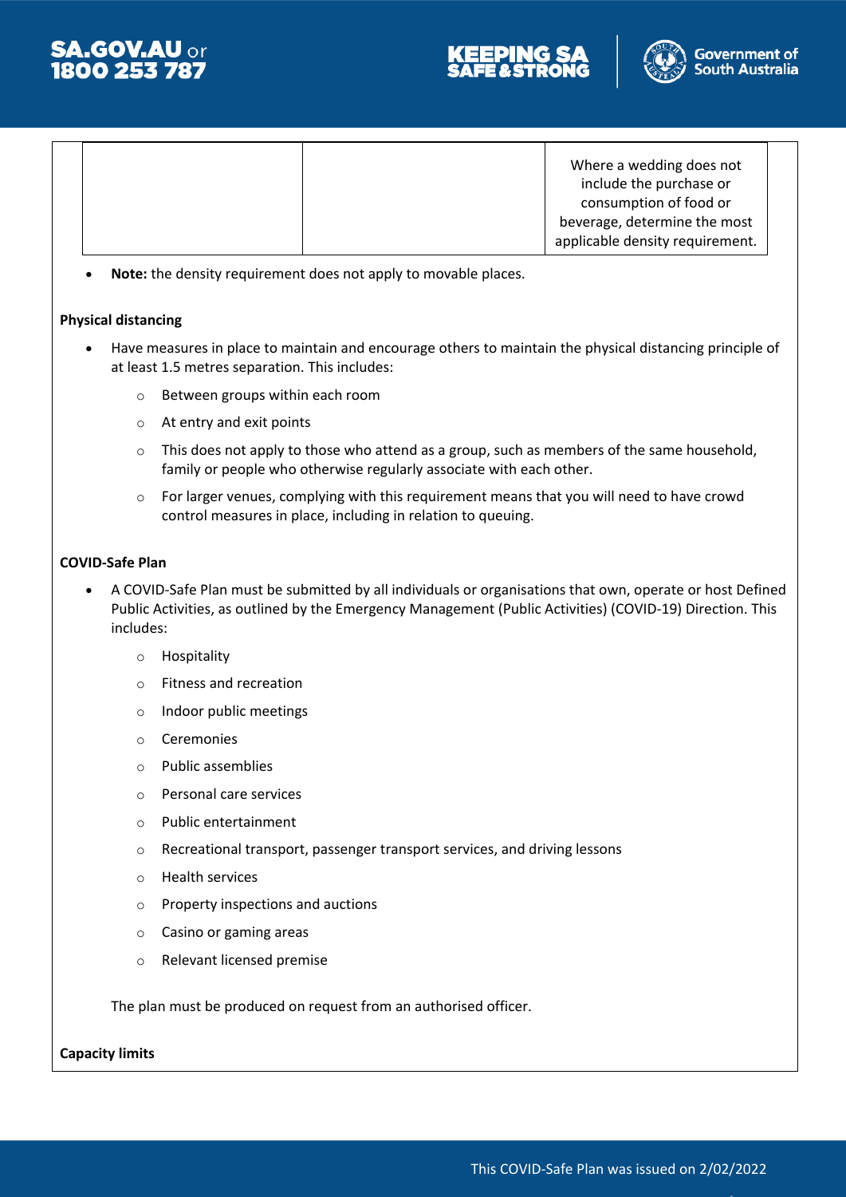| | | |
|---|---|---|
| | | Where a wedding does not include the purchase or consumption of food or beverage, determine the most applicable density requirement. |

- **Note:** the density requirement does not apply to movable places.

**Physical distancing**

- Have measures in place to maintain and encourage others to maintain the physical distancing principle of at least 1.5 metres separation. This includes:
    - Between groups within each room
    - At entry and exit points
    - This does not apply to those who attend as a group, such as members of the same household, family or people who otherwise regularly associate with each other.
    - For larger venues, complying with this requirement means that you will need to have crowd control measures in place, including in relation to queuing.

**COVID-Safe Plan**

- A COVID-Safe Plan must be submitted by all individuals or organisations that own, operate or host Defined Public Activities, as outlined by the Emergency Management (Public Activities) (COVID-19) Direction. This includes:
    - Hospitality
    - Fitness and recreation
    - Indoor public meetings
    - Ceremonies
    - Public assemblies
    - Personal care services
    - Public entertainment
    - Recreational transport, passenger transport services, and driving lessons
    - Health services
    - Property inspections and auctions
    - Casino or gaming areas
    - Relevant licensed premise

  The plan must be produced on request from an authorised officer.

**Capacity limits**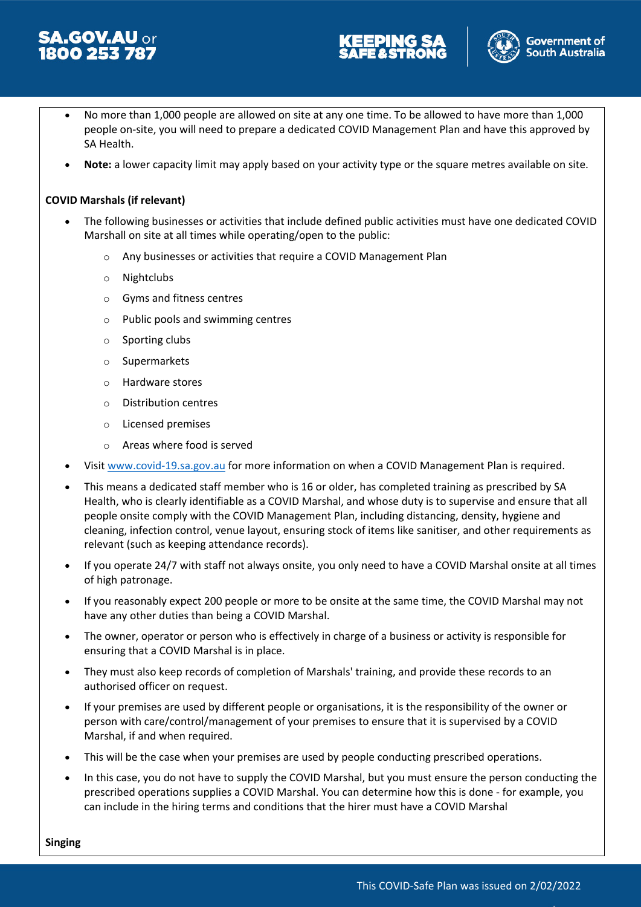- No more than 1,000 people are allowed on site at any one time. To be allowed to have more than 1,000 people on-site, you will need to prepare a dedicated COVID Management Plan and have this approved by SA Health.
- **Note:** a lower capacity limit may apply based on your activity type or the square metres available on site.

**COVID Marshals (if relevant)**

- The following businesses or activities that include defined public activities must have one dedicated COVID Marshall on site at all times while operating/open to the public:
  - Any businesses or activities that require a COVID Management Plan
  - Nightclubs
  - Gyms and fitness centres
  - Public pools and swimming centres
  - Sporting clubs
  - Supermarkets
  - Hardware stores
  - Distribution centres
  - Licensed premises
  - Areas where food is served
- Visit www.covid-19.sa.gov.au for more information on when a COVID Management Plan is required.
- This means a dedicated staff member who is 16 or older, has completed training as prescribed by SA Health, who is clearly identifiable as a COVID Marshal, and whose duty is to supervise and ensure that all people onsite comply with the COVID Management Plan, including distancing, density, hygiene and cleaning, infection control, venue layout, ensuring stock of items like sanitiser, and other requirements as relevant (such as keeping attendance records).
- If you operate 24/7 with staff not always onsite, you only need to have a COVID Marshal onsite at all times of high patronage.
- If you reasonably expect 200 people or more to be onsite at the same time, the COVID Marshal may not have any other duties than being a COVID Marshal.
- The owner, operator or person who is effectively in charge of a business or activity is responsible for ensuring that a COVID Marshal is in place.
- They must also keep records of completion of Marshals' training, and provide these records to an authorised officer on request.
- If your premises are used by different people or organisations, it is the responsibility of the owner or person with care/control/management of your premises to ensure that it is supervised by a COVID Marshal, if and when required.
- This will be the case when your premises are used by people conducting prescribed operations.
- In this case, you do not have to supply the COVID Marshal, but you must ensure the person conducting the prescribed operations supplies a COVID Marshal. You can determine how this is done - for example, you can include in the hiring terms and conditions that the hirer must have a COVID Marshal

**Singing**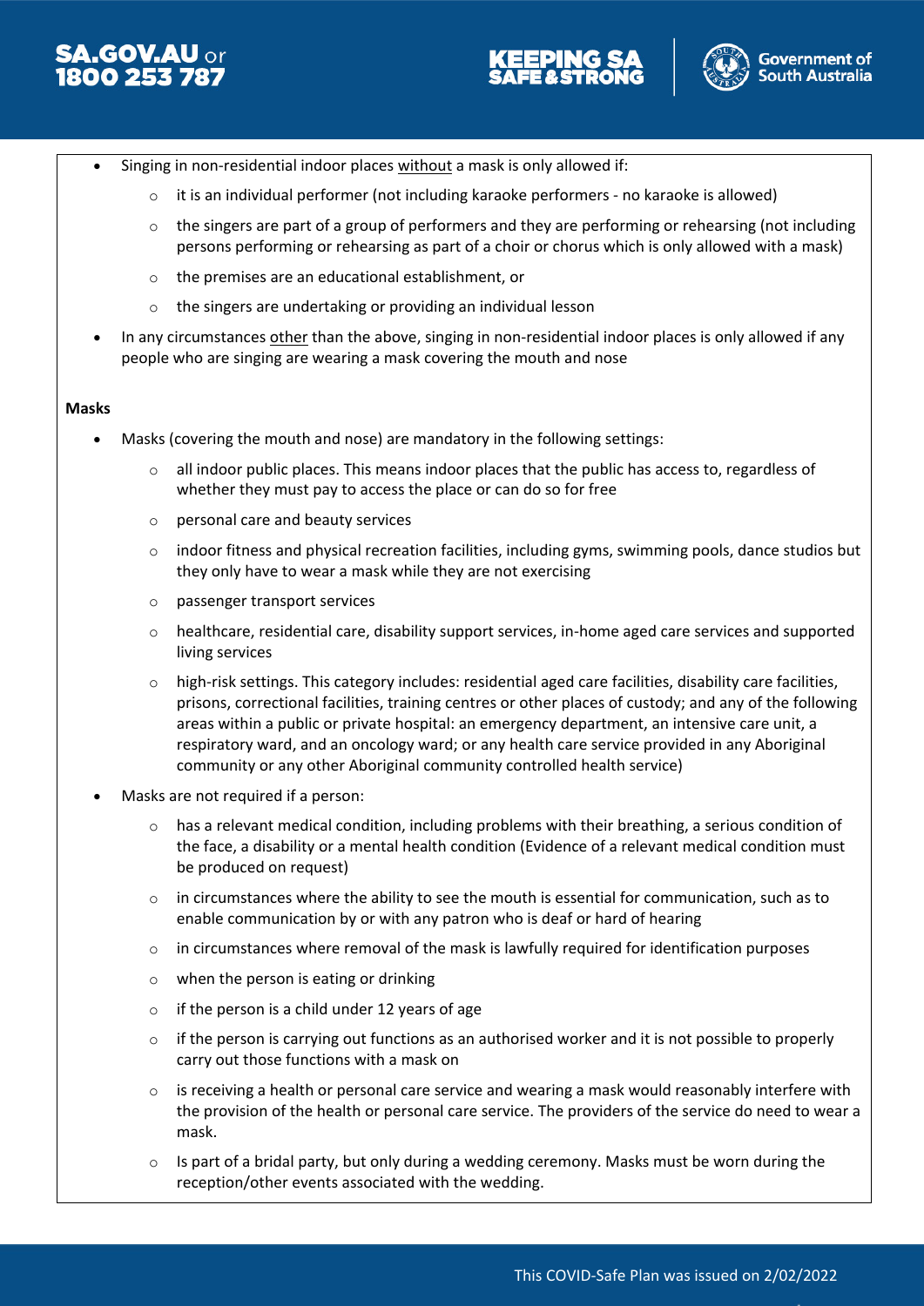- Singing in non-residential indoor places without a mask is only allowed if:
    - it is an individual performer (not including karaoke performers - no karaoke is allowed)
    - the singers are part of a group of performers and they are performing or rehearsing (not including persons performing or rehearsing as part of a choir or chorus which is only allowed with a mask)
    - the premises are an educational establishment, or
    - the singers are undertaking or providing an individual lesson
- In any circumstances other than the above, singing in non-residential indoor places is only allowed if any people who are singing are wearing a mask covering the mouth and nose

**Masks**

- Masks (covering the mouth and nose) are mandatory in the following settings:
    - all indoor public places. This means indoor places that the public has access to, regardless of whether they must pay to access the place or can do so for free
    - personal care and beauty services
    - indoor fitness and physical recreation facilities, including gyms, swimming pools, dance studios but they only have to wear a mask while they are not exercising
    - passenger transport services
    - healthcare, residential care, disability support services, in-home aged care services and supported living services
    - high-risk settings. This category includes: residential aged care facilities, disability care facilities, prisons, correctional facilities, training centres or other places of custody; and any of the following areas within a public or private hospital: an emergency department, an intensive care unit, a respiratory ward, and an oncology ward; or any health care service provided in any Aboriginal community or any other Aboriginal community controlled health service)
- Masks are not required if a person:
    - has a relevant medical condition, including problems with their breathing, a serious condition of the face, a disability or a mental health condition (Evidence of a relevant medical condition must be produced on request)
    - in circumstances where the ability to see the mouth is essential for communication, such as to enable communication by or with any patron who is deaf or hard of hearing
    - in circumstances where removal of the mask is lawfully required for identification purposes
    - when the person is eating or drinking
    - if the person is a child under 12 years of age
    - if the person is carrying out functions as an authorised worker and it is not possible to properly carry out those functions with a mask on
    - is receiving a health or personal care service and wearing a mask would reasonably interfere with the provision of the health or personal care service. The providers of the service do need to wear a mask.
    - Is part of a bridal party, but only during a wedding ceremony. Masks must be worn during the reception/other events associated with the wedding.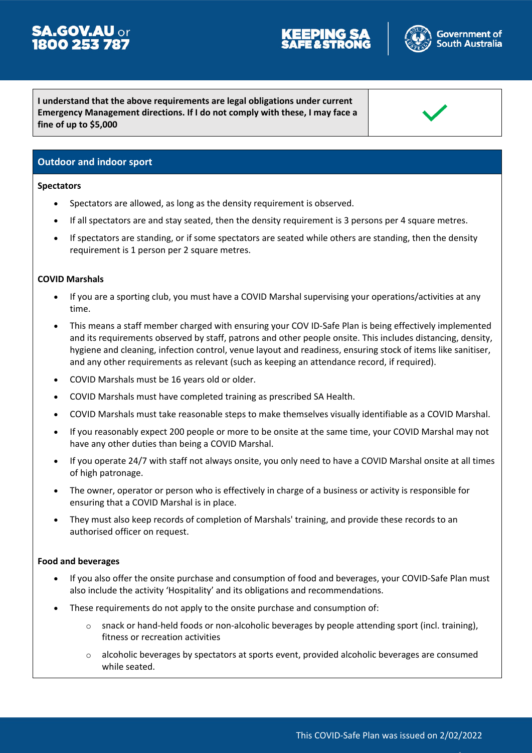| I understand that the above requirements are legal obligations under current Emergency Management directions. If I do not comply with these, I may face a fine of up to $5,000 | ✓ |
| --- | --- |

## Outdoor and indoor sport

**Spectators**

- Spectators are allowed, as long as the density requirement is observed.
- If all spectators are and stay seated, then the density requirement is 3 persons per 4 square metres.
- If spectators are standing, or if some spectators are seated while others are standing, then the density requirement is 1 person per 2 square metres.

**COVID Marshals**

- If you are a sporting club, you must have a COVID Marshal supervising your operations/activities at any time.
- This means a staff member charged with ensuring your COV ID-Safe Plan is being effectively implemented and its requirements observed by staff, patrons and other people onsite. This includes distancing, density, hygiene and cleaning, infection control, venue layout and readiness, ensuring stock of items like sanitiser, and any other requirements as relevant (such as keeping an attendance record, if required).
- COVID Marshals must be 16 years old or older.
- COVID Marshals must have completed training as prescribed SA Health.
- COVID Marshals must take reasonable steps to make themselves visually identifiable as a COVID Marshal.
- If you reasonably expect 200 people or more to be onsite at the same time, your COVID Marshal may not have any other duties than being a COVID Marshal.
- If you operate 24/7 with staff not always onsite, you only need to have a COVID Marshal onsite at all times of high patronage.
- The owner, operator or person who is effectively in charge of a business or activity is responsible for ensuring that a COVID Marshal is in place.
- They must also keep records of completion of Marshals' training, and provide these records to an authorised officer on request.

**Food and beverages**

- If you also offer the onsite purchase and consumption of food and beverages, your COVID-Safe Plan must also include the activity 'Hospitality' and its obligations and recommendations.
- These requirements do not apply to the onsite purchase and consumption of:
  - snack or hand-held foods or non-alcoholic beverages by people attending sport (incl. training), fitness or recreation activities
  - alcoholic beverages by spectators at sports event, provided alcoholic beverages are consumed while seated.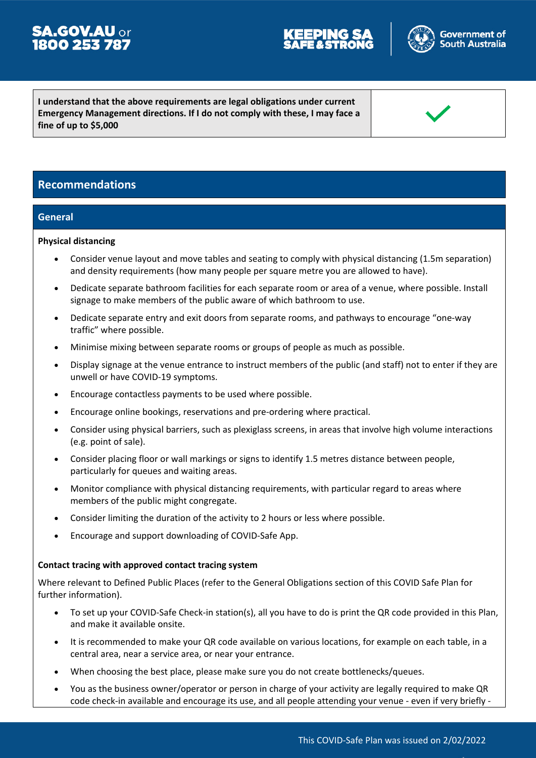| I understand that the above requirements are legal obligations under current Emergency Management directions. If I do not comply with these, I may face a fine of up to $5,000 | ✓ |
|---|---|

## Recommendations

### General

**Physical distancing**

- Consider venue layout and move tables and seating to comply with physical distancing (1.5m separation) and density requirements (how many people per square metre you are allowed to have).
- Dedicate separate bathroom facilities for each separate room or area of a venue, where possible. Install signage to make members of the public aware of which bathroom to use.
- Dedicate separate entry and exit doors from separate rooms, and pathways to encourage "one-way traffic" where possible.
- Minimise mixing between separate rooms or groups of people as much as possible.
- Display signage at the venue entrance to instruct members of the public (and staff) not to enter if they are unwell or have COVID-19 symptoms.
- Encourage contactless payments to be used where possible.
- Encourage online bookings, reservations and pre-ordering where practical.
- Consider using physical barriers, such as plexiglass screens, in areas that involve high volume interactions (e.g. point of sale).
- Consider placing floor or wall markings or signs to identify 1.5 metres distance between people, particularly for queues and waiting areas.
- Monitor compliance with physical distancing requirements, with particular regard to areas where members of the public might congregate.
- Consider limiting the duration of the activity to 2 hours or less where possible.
- Encourage and support downloading of COVID-Safe App.

**Contact tracing with approved contact tracing system**

Where relevant to Defined Public Places (refer to the General Obligations section of this COVID Safe Plan for further information).

- To set up your COVID-Safe Check-in station(s), all you have to do is print the QR code provided in this Plan, and make it available onsite.
- It is recommended to make your QR code available on various locations, for example on each table, in a central area, near a service area, or near your entrance.
- When choosing the best place, please make sure you do not create bottlenecks/queues.
- You as the business owner/operator or person in charge of your activity are legally required to make QR code check-in available and encourage its use, and all people attending your venue - even if very briefly -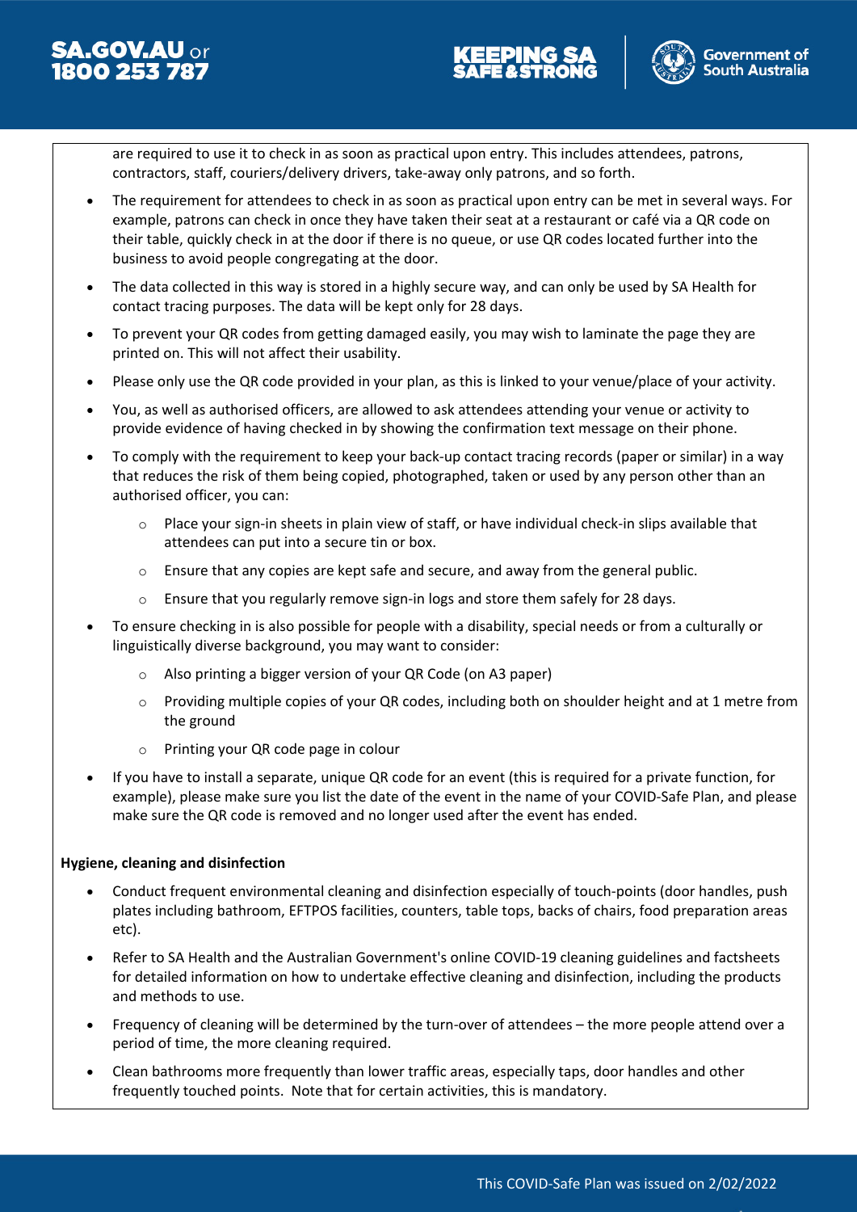are required to use it to check in as soon as practical upon entry. This includes attendees, patrons, contractors, staff, couriers/delivery drivers, take-away only patrons, and so forth.

- The requirement for attendees to check in as soon as practical upon entry can be met in several ways. For example, patrons can check in once they have taken their seat at a restaurant or café via a QR code on their table, quickly check in at the door if there is no queue, or use QR codes located further into the business to avoid people congregating at the door.
- The data collected in this way is stored in a highly secure way, and can only be used by SA Health for contact tracing purposes. The data will be kept only for 28 days.
- To prevent your QR codes from getting damaged easily, you may wish to laminate the page they are printed on. This will not affect their usability.
- Please only use the QR code provided in your plan, as this is linked to your venue/place of your activity.
- You, as well as authorised officers, are allowed to ask attendees attending your venue or activity to provide evidence of having checked in by showing the confirmation text message on their phone.
- To comply with the requirement to keep your back-up contact tracing records (paper or similar) in a way that reduces the risk of them being copied, photographed, taken or used by any person other than an authorised officer, you can:
    - Place your sign-in sheets in plain view of staff, or have individual check-in slips available that attendees can put into a secure tin or box.
    - Ensure that any copies are kept safe and secure, and away from the general public.
    - Ensure that you regularly remove sign-in logs and store them safely for 28 days.
- To ensure checking in is also possible for people with a disability, special needs or from a culturally or linguistically diverse background, you may want to consider:
    - Also printing a bigger version of your QR Code (on A3 paper)
    - Providing multiple copies of your QR codes, including both on shoulder height and at 1 metre from the ground
    - Printing your QR code page in colour
- If you have to install a separate, unique QR code for an event (this is required for a private function, for example), please make sure you list the date of the event in the name of your COVID-Safe Plan, and please make sure the QR code is removed and no longer used after the event has ended.

**Hygiene, cleaning and disinfection**

- Conduct frequent environmental cleaning and disinfection especially of touch-points (door handles, push plates including bathroom, EFTPOS facilities, counters, table tops, backs of chairs, food preparation areas etc).
- Refer to SA Health and the Australian Government's online COVID-19 cleaning guidelines and factsheets for detailed information on how to undertake effective cleaning and disinfection, including the products and methods to use.
- Frequency of cleaning will be determined by the turn-over of attendees – the more people attend over a period of time, the more cleaning required.
- Clean bathrooms more frequently than lower traffic areas, especially taps, door handles and other frequently touched points. Note that for certain activities, this is mandatory.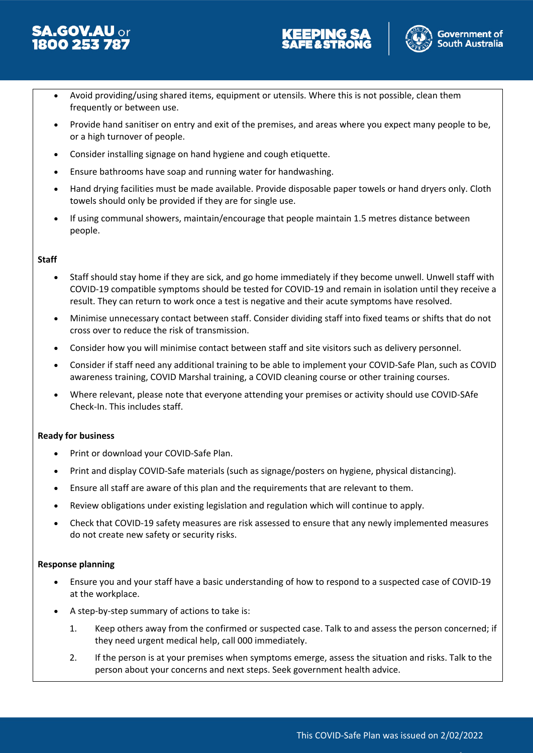- Avoid providing/using shared items, equipment or utensils. Where this is not possible, clean them frequently or between use.
- Provide hand sanitiser on entry and exit of the premises, and areas where you expect many people to be, or a high turnover of people.
- Consider installing signage on hand hygiene and cough etiquette.
- Ensure bathrooms have soap and running water for handwashing.
- Hand drying facilities must be made available. Provide disposable paper towels or hand dryers only. Cloth towels should only be provided if they are for single use.
- If using communal showers, maintain/encourage that people maintain 1.5 metres distance between people.

**Staff**

- Staff should stay home if they are sick, and go home immediately if they become unwell. Unwell staff with COVID-19 compatible symptoms should be tested for COVID-19 and remain in isolation until they receive a result. They can return to work once a test is negative and their acute symptoms have resolved.
- Minimise unnecessary contact between staff. Consider dividing staff into fixed teams or shifts that do not cross over to reduce the risk of transmission.
- Consider how you will minimise contact between staff and site visitors such as delivery personnel.
- Consider if staff need any additional training to be able to implement your COVID-Safe Plan, such as COVID awareness training, COVID Marshal training, a COVID cleaning course or other training courses.
- Where relevant, please note that everyone attending your premises or activity should use COVID-SAfe Check-In. This includes staff.

**Ready for business**

- Print or download your COVID-Safe Plan.
- Print and display COVID-Safe materials (such as signage/posters on hygiene, physical distancing).
- Ensure all staff are aware of this plan and the requirements that are relevant to them.
- Review obligations under existing legislation and regulation which will continue to apply.
- Check that COVID-19 safety measures are risk assessed to ensure that any newly implemented measures do not create new safety or security risks.

**Response planning**

- Ensure you and your staff have a basic understanding of how to respond to a suspected case of COVID-19 at the workplace.
- A step-by-step summary of actions to take is:
  1. Keep others away from the confirmed or suspected case. Talk to and assess the person concerned; if they need urgent medical help, call 000 immediately.
  2. If the person is at your premises when symptoms emerge, assess the situation and risks. Talk to the person about your concerns and next steps. Seek government health advice.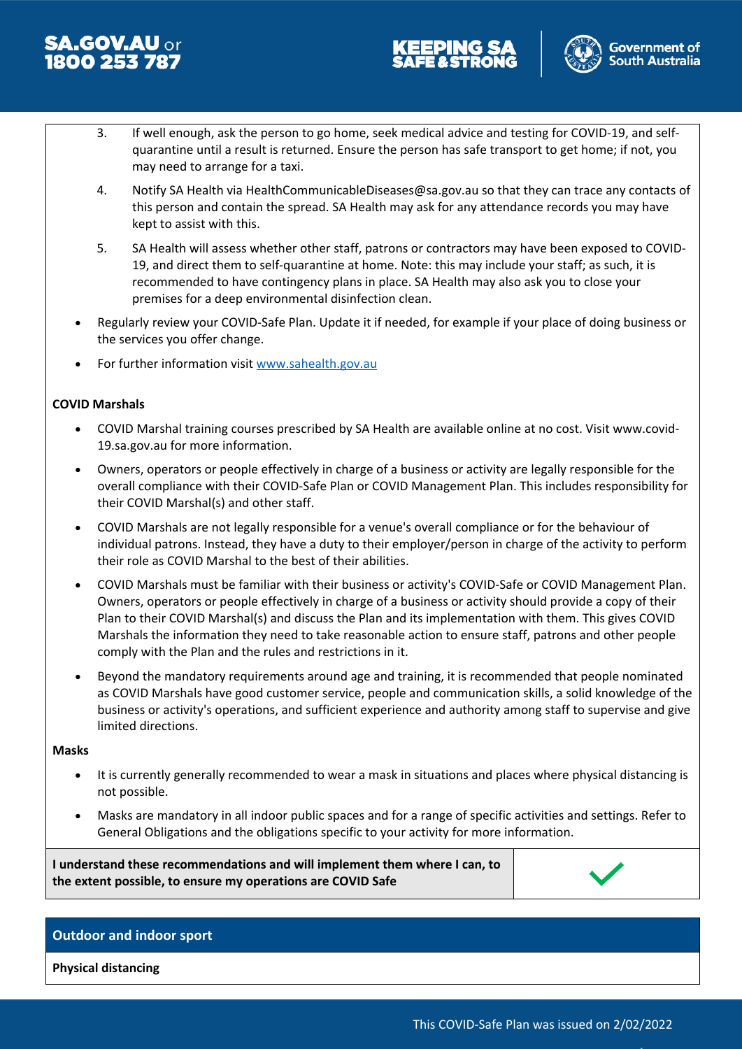3. If well enough, ask the person to go home, seek medical advice and testing for COVID-19, and self-quarantine until a result is returned. Ensure the person has safe transport to get home; if not, you may need to arrange for a taxi.
4. Notify SA Health via HealthCommunicableDiseases@sa.gov.au so that they can trace any contacts of this person and contain the spread. SA Health may ask for any attendance records you may have kept to assist with this.
5. SA Health will assess whether other staff, patrons or contractors may have been exposed to COVID-19, and direct them to self-quarantine at home. Note: this may include your staff; as such, it is recommended to have contingency plans in place. SA Health may also ask you to close your premises for a deep environmental disinfection clean.

- Regularly review your COVID-Safe Plan. Update it if needed, for example if your place of doing business or the services you offer change.
- For further information visit [www.sahealth.gov.au](www.sahealth.gov.au)

**COVID Marshals**

- COVID Marshal training courses prescribed by SA Health are available online at no cost. Visit www.covid-19.sa.gov.au for more information.
- Owners, operators or people effectively in charge of a business or activity are legally responsible for the overall compliance with their COVID-Safe Plan or COVID Management Plan. This includes responsibility for their COVID Marshal(s) and other staff.
- COVID Marshals are not legally responsible for a venue's overall compliance or for the behaviour of individual patrons. Instead, they have a duty to their employer/person in charge of the activity to perform their role as COVID Marshal to the best of their abilities.
- COVID Marshals must be familiar with their business or activity's COVID-Safe or COVID Management Plan. Owners, operators or people effectively in charge of a business or activity should provide a copy of their Plan to their COVID Marshal(s) and discuss the Plan and its implementation with them. This gives COVID Marshals the information they need to take reasonable action to ensure staff, patrons and other people comply with the Plan and the rules and restrictions in it.
- Beyond the mandatory requirements around age and training, it is recommended that people nominated as COVID Marshals have good customer service, people and communication skills, a solid knowledge of the business or activity's operations, and sufficient experience and authority among staff to supervise and give limited directions.

**Masks**

- It is currently generally recommended to wear a mask in situations and places where physical distancing is not possible.
- Masks are mandatory in all indoor public spaces and for a range of specific activities and settings. Refer to General Obligations and the obligations specific to your activity for more information.

| **I understand these recommendations and will implement them where I can, to the extent possible, to ensure my operations are COVID Safe** | ✓ |
|---|---|

## Outdoor and indoor sport

**Physical distancing**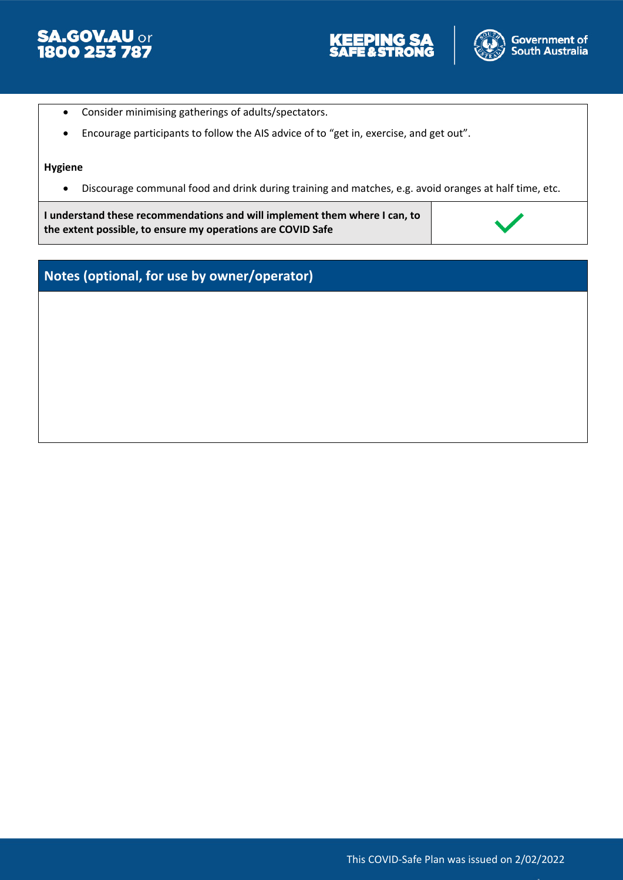- Consider minimising gatherings of adults/spectators.
- Encourage participants to follow the AIS advice of to "get in, exercise, and get out".

**Hygiene**

- Discourage communal food and drink during training and matches, e.g. avoid oranges at half time, etc.

| | |
|---|---|
| **I understand these recommendations and will implement them where I can, to the extent possible, to ensure my operations are COVID Safe** | ✓ |

## Notes (optional, for use by owner/operator)

This COVID-Safe Plan was issued on 2/02/2022